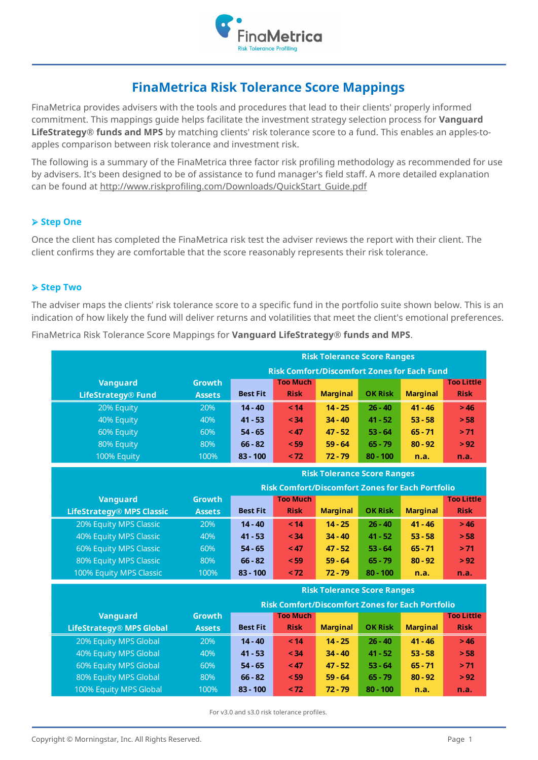# FinaMetrica Risk Tolerance Score Mappings

FinaMetrica provides advisers with the tools and procedures that lead to their clients' properly informed commitment. This mappings guide helps facilitate the investment strategy selection process for **Vanguard LifeStrategy® funds and MPS** by matching clients' risk tolerance score to a fund. This enables an apples-to-apples comparison between risk tolerance and investment risk.

The following is a summary of the FinaMetrica three factor risk profiling methodology as recommended for use by advisers. It's been designed to be of assistance to fund manager's field staff. A more detailed explanation can be found at http://www.riskprofiling.com/Downloads/QuickStart_Guide.pdf

### Step One

Once the client has completed the FinaMetrica risk test the adviser reviews the report with their client. The client confirms they are comfortable that the score reasonably represents their risk tolerance.

### Step Two

The adviser maps the clients' risk tolerance score to a specific fund in the portfolio suite shown below. This is an indication of how likely the fund will deliver returns and volatilities that meet the client's emotional preferences.

FinaMetrica Risk Tolerance Score Mappings for **Vanguard LifeStrategy® funds and MPS**.

| | | Risk Tolerance Score Ranges | Risk Comfort/Discomfort Zones for Each Fund | | | | |
|---|---|---|---|---|---|---|---|
| **Vanguard LifeStrategy® Fund** | **Growth Assets** | **Best Fit** | **Too Much Risk** | **Marginal** | **OK Risk** | **Marginal** | **Too Little Risk** |
| 20% Equity | 20% | 14 - 40 | < 14 | 14 - 25 | 26 - 40 | 41 - 46 | > 46 |
| 40% Equity | 40% | 41 - 53 | < 34 | 34 - 40 | 41 - 52 | 53 - 58 | > 58 |
| 60% Equity | 60% | 54 - 65 | < 47 | 47 - 52 | 53 - 64 | 65 - 71 | > 71 |
| 80% Equity | 80% | 66 - 82 | < 59 | 59 - 64 | 65 - 79 | 80 - 92 | > 92 |
| 100% Equity | 100% | 83 - 100 | < 72 | 72 - 79 | 80 - 100 | n.a. | n.a. |

| | | Risk Tolerance Score Ranges | Risk Comfort/Discomfort Zones for Each Portfolio | | | | |
|---|---|---|---|---|---|---|---|
| **Vanguard LifeStrategy® MPS Classic** | **Growth Assets** | **Best Fit** | **Too Much Risk** | **Marginal** | **OK Risk** | **Marginal** | **Too Little Risk** |
| 20% Equity MPS Classic | 20% | 14 - 40 | < 14 | 14 - 25 | 26 - 40 | 41 - 46 | > 46 |
| 40% Equity MPS Classic | 40% | 41 - 53 | < 34 | 34 - 40 | 41 - 52 | 53 - 58 | > 58 |
| 60% Equity MPS Classic | 60% | 54 - 65 | < 47 | 47 - 52 | 53 - 64 | 65 - 71 | > 71 |
| 80% Equity MPS Classic | 80% | 66 - 82 | < 59 | 59 - 64 | 65 - 79 | 80 - 92 | > 92 |
| 100% Equity MPS Classic | 100% | 83 - 100 | < 72 | 72 - 79 | 80 - 100 | n.a. | n.a. |

| | | Risk Tolerance Score Ranges | Risk Comfort/Discomfort Zones for Each Portfolio | | | | |
|---|---|---|---|---|---|---|---|
| **Vanguard LifeStrategy® MPS Global** | **Growth Assets** | **Best Fit** | **Too Much Risk** | **Marginal** | **OK Risk** | **Marginal** | **Too Little Risk** |
| 20% Equity MPS Global | 20% | 14 - 40 | < 14 | 14 - 25 | 26 - 40 | 41 - 46 | > 46 |
| 40% Equity MPS Global | 40% | 41 - 53 | < 34 | 34 - 40 | 41 - 52 | 53 - 58 | > 58 |
| 60% Equity MPS Global | 60% | 54 - 65 | < 47 | 47 - 52 | 53 - 64 | 65 - 71 | > 71 |
| 80% Equity MPS Global | 80% | 66 - 82 | < 59 | 59 - 64 | 65 - 79 | 80 - 92 | > 92 |
| 100% Equity MPS Global | 100% | 83 - 100 | < 72 | 72 - 79 | 80 - 100 | n.a. | n.a. |

For v3.0 and s3.0 risk tolerance profiles.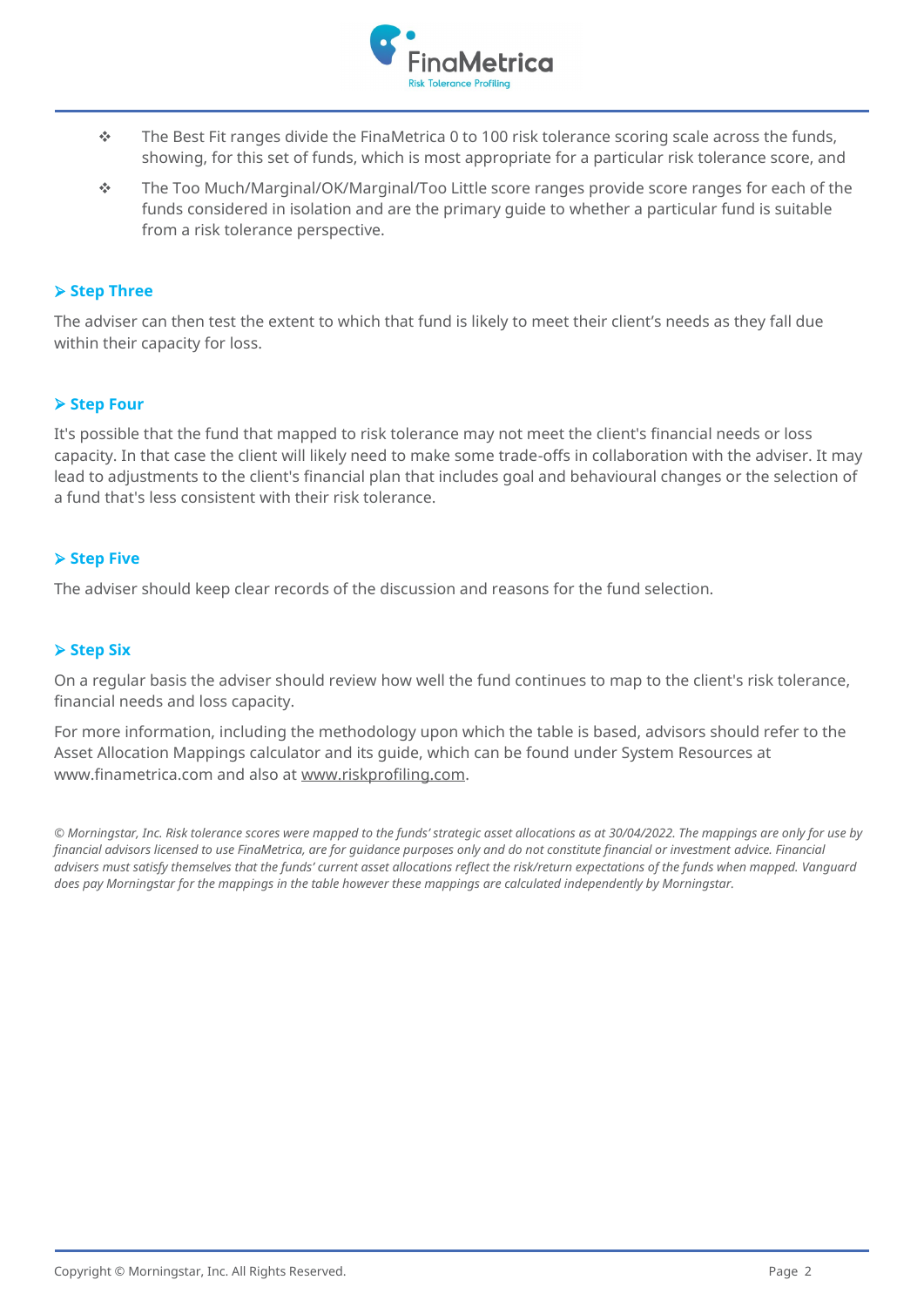- The Best Fit ranges divide the FinaMetrica 0 to 100 risk tolerance scoring scale across the funds, showing, for this set of funds, which is most appropriate for a particular risk tolerance score, and
- The Too Much/Marginal/OK/Marginal/Too Little score ranges provide score ranges for each of the funds considered in isolation and are the primary guide to whether a particular fund is suitable from a risk tolerance perspective.

### Step Three

The adviser can then test the extent to which that fund is likely to meet their client's needs as they fall due within their capacity for loss.

### Step Four

It's possible that the fund that mapped to risk tolerance may not meet the client's financial needs or loss capacity. In that case the client will likely need to make some trade-offs in collaboration with the adviser. It may lead to adjustments to the client's financial plan that includes goal and behavioural changes or the selection of a fund that's less consistent with their risk tolerance.

### Step Five

The adviser should keep clear records of the discussion and reasons for the fund selection.

### Step Six

On a regular basis the adviser should review how well the fund continues to map to the client's risk tolerance, financial needs and loss capacity.

For more information, including the methodology upon which the table is based, advisors should refer to the Asset Allocation Mappings calculator and its guide, which can be found under System Resources at www.finametrica.com and also at www.riskprofiling.com.

*© Morningstar, Inc. Risk tolerance scores were mapped to the funds' strategic asset allocations as at 30/04/2022. The mappings are only for use by financial advisors licensed to use FinaMetrica, are for guidance purposes only and do not constitute financial or investment advice. Financial advisers must satisfy themselves that the funds' current asset allocations reflect the risk/return expectations of the funds when mapped. Vanguard does pay Morningstar for the mappings in the table however these mappings are calculated independently by Morningstar.*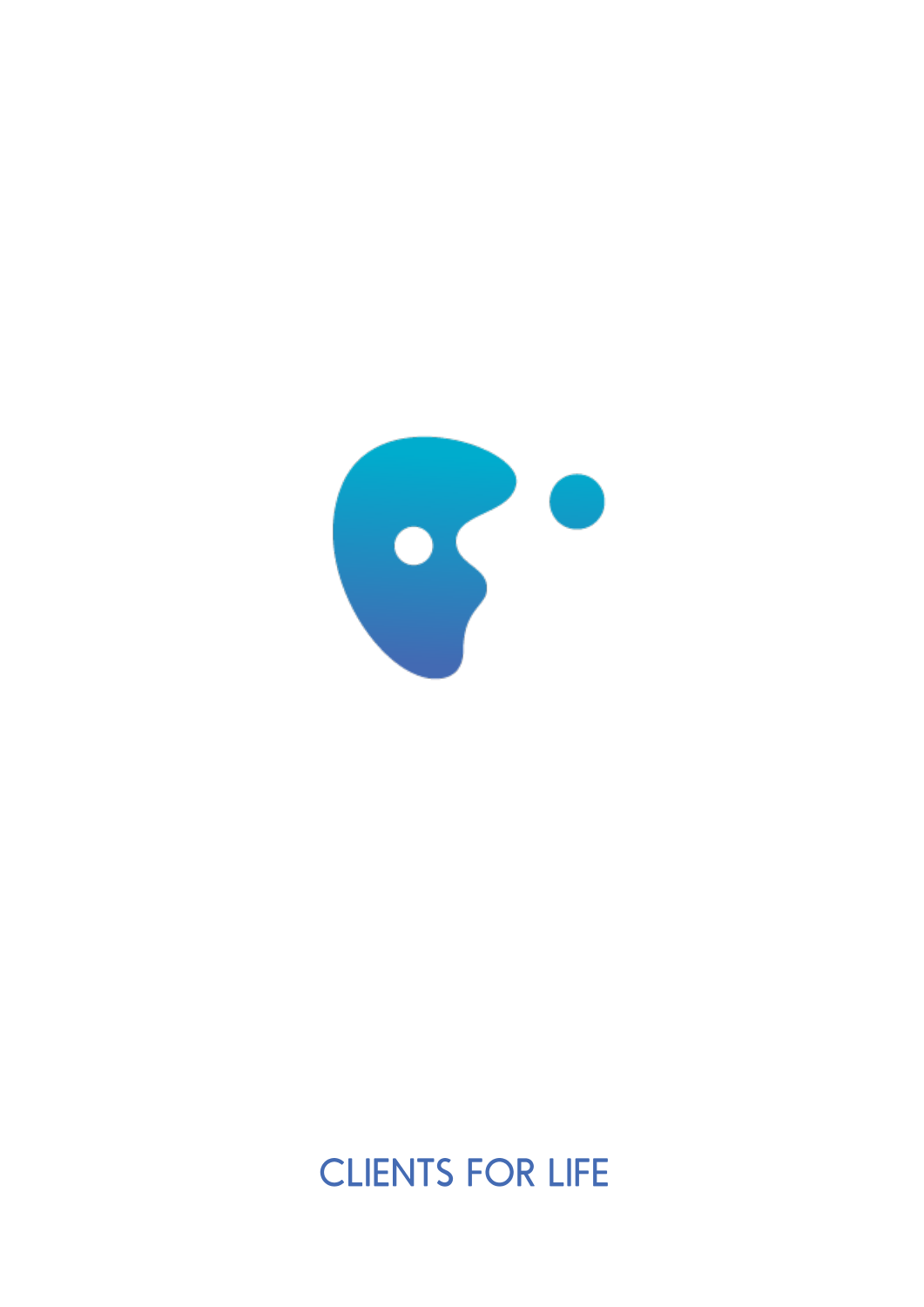CLIENTS FOR LIFE